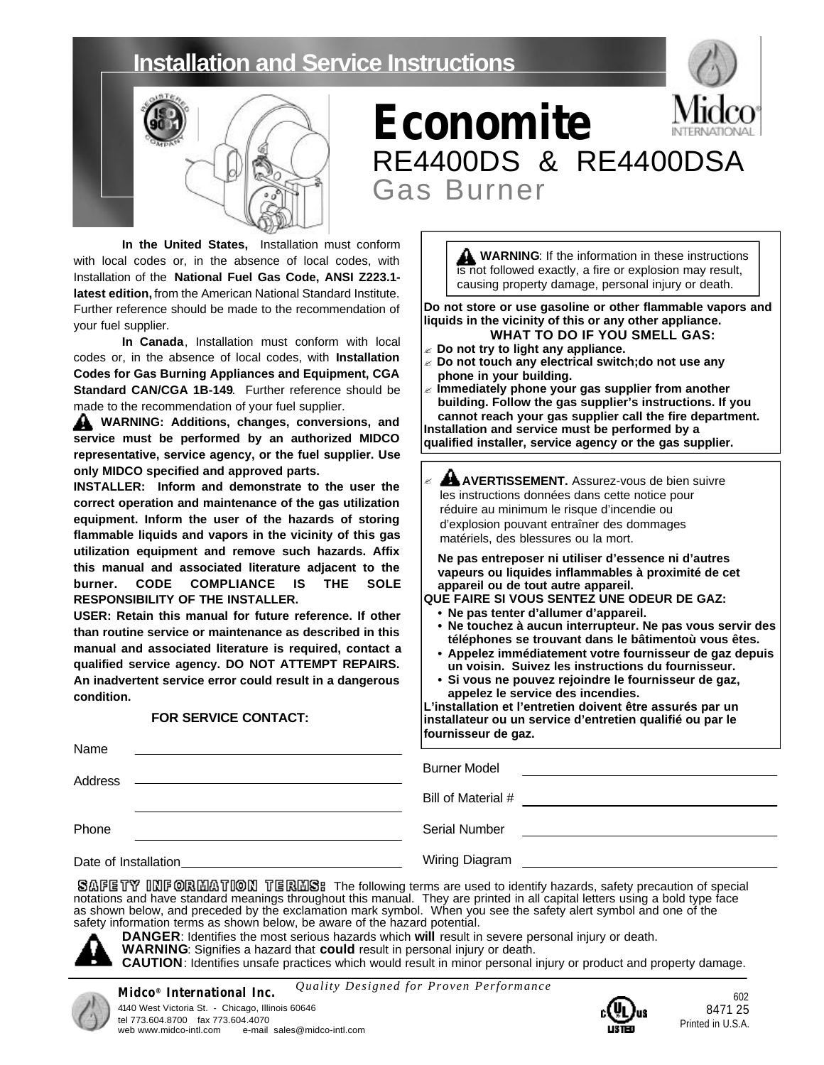# Installation and Service Instructions

# Economite

## RE4400DS & RE4400DSA

## Gas Burner

**In the United States,** Installation must conform with local codes or, in the absence of local codes, with Installation of the **National Fuel Gas Code, ANSI Z223.1-latest edition,** from the American National Standard Institute. Further reference should be made to the recommendation of your fuel supplier.

**In Canada**, Installation must conform with local codes or, in the absence of local codes, with **Installation Codes for Gas Burning Appliances and Equipment, CGA Standard CAN/CGA 1B-149**. Further reference should be made to the recommendation of your fuel supplier.

**WARNING: Additions, changes, conversions, and service must be performed by an authorized MIDCO representative, service agency, or the fuel supplier. Use only MIDCO specified and approved parts.**

**INSTALLER: Inform and demonstrate to the user the correct operation and maintenance of the gas utilization equipment. Inform the user of the hazards of storing flammable liquids and vapors in the vicinity of this gas utilization equipment and remove such hazards. Affix this manual and associated literature adjacent to the burner. CODE COMPLIANCE IS THE SOLE RESPONSIBILITY OF THE INSTALLER.**

**USER: Retain this manual for future reference. If other than routine service or maintenance as described in this manual and associated literature is required, contact a qualified service agency. DO NOT ATTEMPT REPAIRS. An inadvertent service error could result in a dangerous condition.**

**WARNING**: If the information in these instructions is not followed exactly, a fire or explosion may result, causing property damage, personal injury or death.

**Do not store or use gasoline or other flammable vapors and liquids in the vicinity of this or any other appliance.**

**WHAT TO DO IF YOU SMELL GAS:**

- **Do not try to light any appliance.**
- **Do not touch any electrical switch;do not use any phone in your building.**
- **Immediately phone your gas supplier from another building. Follow the gas supplier's instructions. If you cannot reach your gas supplier call the fire department.**

**Installation and service must be performed by a qualified installer, service agency or the gas supplier.**

**AVERTISSEMENT.** Assurez-vous de bien suivre les instructions données dans cette notice pour réduire au minimum le risque d'incendie ou d'explosion pouvant entraîner des dommages matériels, des blessures ou la mort.

**Ne pas entreposer ni utiliser d'essence ni d'autres vapeurs ou liquides inflammables à proximité de cet appareil ou de tout autre appareil.**

**QUE FAIRE SI VOUS SENTEZ UNE ODEUR DE GAZ:**

- **Ne pas tenter d'allumer d'appareil.**
- **Ne touchez à aucun interrupteur. Ne pas vous servir des téléphones se trouvant dans le bâtimentoù vous êtes.**
- **Appelez immédiatement votre fournisseur de gaz depuis un voisin. Suivez les instructions du fournisseur.**
- **Si vous ne pouvez rejoindre le fournisseur de gaz, appelez le service des incendies.**

**L'installation et l'entretien doivent être assurés par un installateur ou un service d'entretien qualifié ou par le fournisseur de gaz.**

**FOR SERVICE CONTACT:**

Name ______________________

Address ______________________

______________________

Phone ______________________

Date of Installation ______________________

Burner Model ______________________

Bill of Material # ______________________

Serial Number ______________________

Wiring Diagram ______________________

**SAFETY INFORMATION TERMS:** The following terms are used to identify hazards, safety precaution of special notations and have standard meanings throughout this manual. They are printed in all capital letters using a bold type face as shown below, and preceded by the exclamation mark symbol. When you see the safety alert symbol and one of the safety information terms as shown below, be aware of the hazard potential.

**DANGER**: Identifies the most serious hazards which **will** result in severe personal injury or death.
**WARNING**: Signifies a hazard that **could** result in personal injury or death.
**CAUTION**: Identifies unsafe practices which would result in minor personal injury or product and property damage.

*Quality Designed for Proven Performance*

**Midco® International Inc.**
4140 West Victoria St. - Chicago, Illinois 60646
tel 773.604.8700 fax 773.604.4070
web www.midco-intl.com e-mail sales@midco-intl.com

602
8471 25
Printed in U.S.A.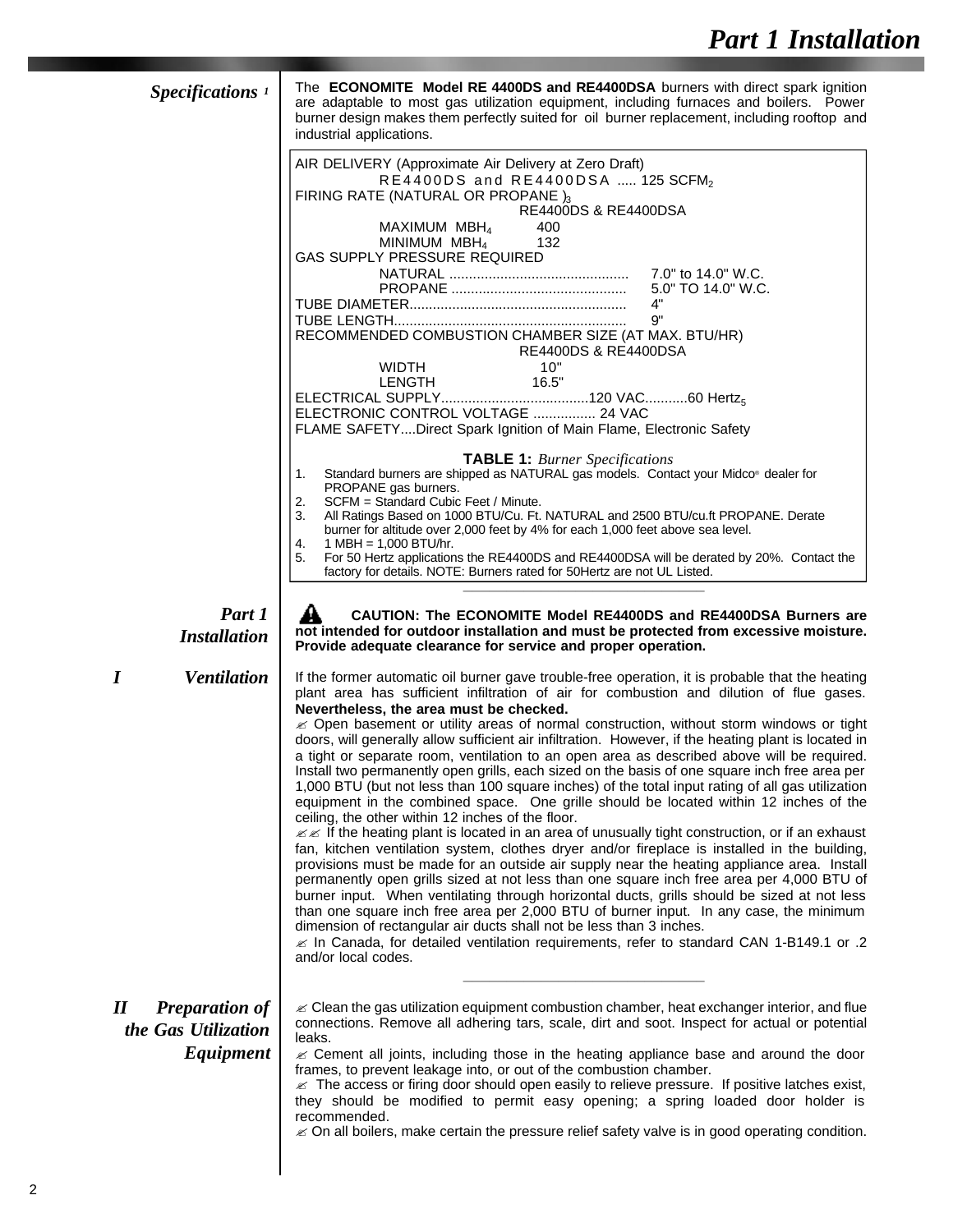# Part 1 Installation

## Specifications [1]

The **ECONOMITE Model RE 4400DS and RE4400DSA** burners with direct spark ignition are adaptable to most gas utilization equipment, including furnaces and boilers. Power burner design makes them perfectly suited for oil burner replacement, including rooftop and industrial applications.

AIR DELIVERY (Approximate Air Delivery at Zero Draft)
RE4400DS and RE4400DSA ..... 125 SCFM[2]

FIRING RATE (NATURAL OR PROPANE )[3]

| | RE4400DS & RE4400DSA |
|---|---|
| MAXIMUM MBH[4] | 400 |
| MINIMUM MBH[4] | 132 |

GAS SUPPLY PRESSURE REQUIRED

| | |
|---|---|
| NATURAL | 7.0" to 14.0" W.C. |
| PROPANE | 5.0" TO 14.0" W.C. |
| TUBE DIAMETER | 4" |
| TUBE LENGTH | 9" |

RECOMMENDED COMBUSTION CHAMBER SIZE (AT MAX. BTU/HR)

| | RE4400DS & RE4400DSA |
|---|---|
| WIDTH | 10" |
| LENGTH | 16.5" |

ELECTRICAL SUPPLY......................................120 VAC...........60 Hertz[5]
ELECTRONIC CONTROL VOLTAGE ................ 24 VAC
FLAME SAFETY....Direct Spark Ignition of Main Flame, Electronic Safety

**TABLE 1:** *Burner Specifications*

1. Standard burners are shipped as NATURAL gas models. Contact your Midco® dealer for PROPANE gas burners.
2. SCFM = Standard Cubic Feet / Minute.
3. All Ratings Based on 1000 BTU/Cu. Ft. NATURAL and 2500 BTU/cu.ft PROPANE. Derate burner for altitude over 2,000 feet by 4% for each 1,000 feet above sea level.
4. 1 MBH = 1,000 BTU/hr.
5. For 50 Hertz applications the RE4400DS and RE4400DSA will be derated by 20%. Contact the factory for details. NOTE: Burners rated for 50Hertz are not UL Listed.

## Part 1 Installation

**CAUTION: The ECONOMITE Model RE4400DS and RE4400DSA Burners are not intended for outdoor installation and must be protected from excessive moisture. Provide adequate clearance for service and proper operation.**

## I Ventilation

If the former automatic oil burner gave trouble-free operation, it is probable that the heating plant area has sufficient infiltration of air for combustion and dilution of flue gases. **Nevertheless, the area must be checked.**

✍ Open basement or utility areas of normal construction, without storm windows or tight doors, will generally allow sufficient air infiltration. However, if the heating plant is located in a tight or separate room, ventilation to an open area as described above will be required. Install two permanently open grills, each sized on the basis of one square inch free area per 1,000 BTU (but not less than 100 square inches) of the total input rating of all gas utilization equipment in the combined space. One grille should be located within 12 inches of the ceiling, the other within 12 inches of the floor.

✍✍ If the heating plant is located in an area of unusually tight construction, or if an exhaust fan, kitchen ventilation system, clothes dryer and/or fireplace is installed in the building, provisions must be made for an outside air supply near the heating appliance area. Install permanently open grills sized at not less than one square inch free area per 4,000 BTU of burner input. When ventilating through horizontal ducts, grills should be sized at not less than one square inch free area per 2,000 BTU of burner input. In any case, the minimum dimension of rectangular air ducts shall not be less than 3 inches.

✍ In Canada, for detailed ventilation requirements, refer to standard CAN 1-B149.1 or .2 and/or local codes.

## II Preparation of the Gas Utilization Equipment

✍ Clean the gas utilization equipment combustion chamber, heat exchanger interior, and flue connections. Remove all adhering tars, scale, dirt and soot. Inspect for actual or potential leaks.

✍ Cement all joints, including those in the heating appliance base and around the door frames, to prevent leakage into, or out of the combustion chamber.

✍ The access or firing door should open easily to relieve pressure. If positive latches exist, they should be modified to permit easy opening; a spring loaded door holder is recommended.

✍ On all boilers, make certain the pressure relief safety valve is in good operating condition.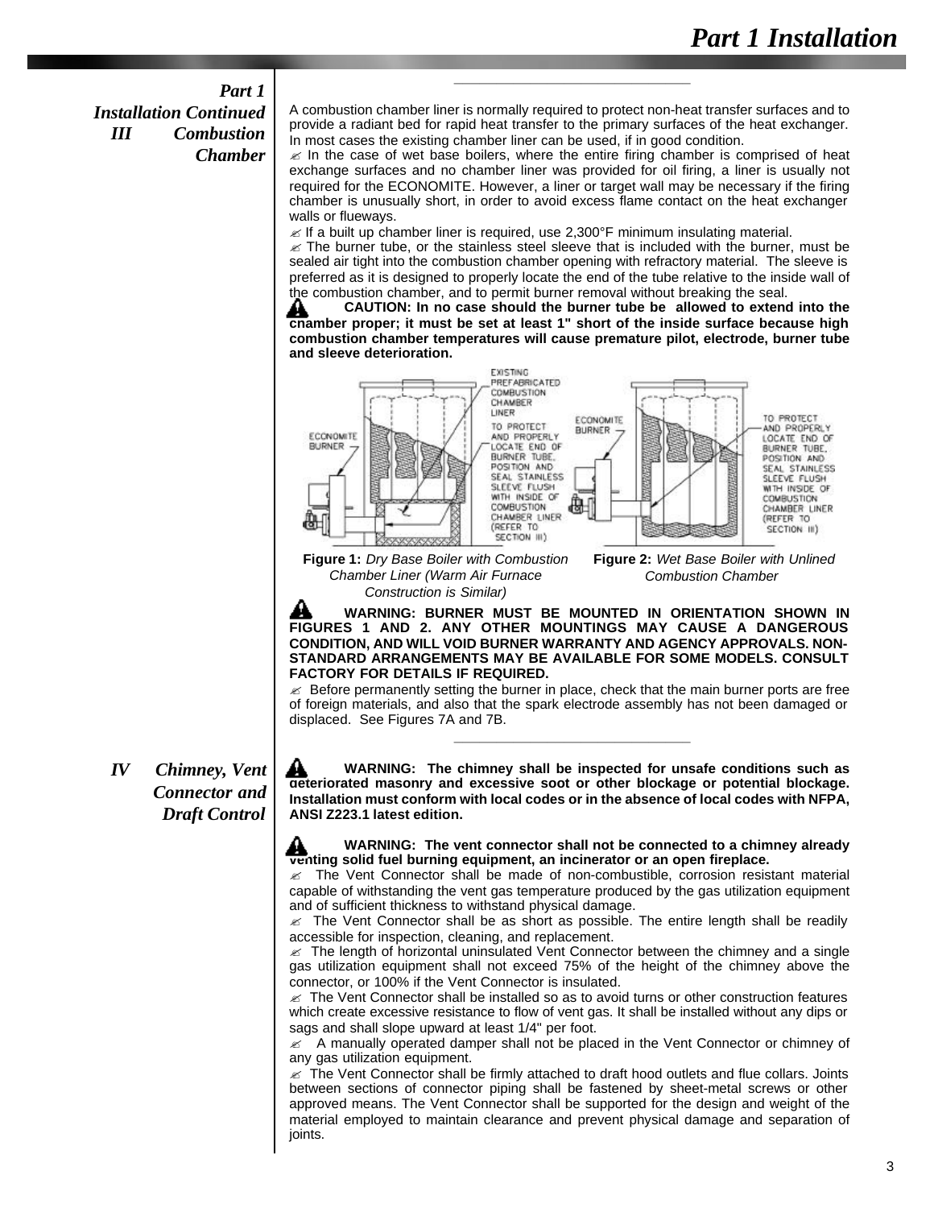## Part 1 Installation Continued

### III Combustion Chamber

A combustion chamber liner is normally required to protect non-heat transfer surfaces and to provide a radiant bed for rapid heat transfer to the primary surfaces of the heat exchanger. In most cases the existing chamber liner can be used, if in good condition.

✍ In the case of wet base boilers, where the entire firing chamber is comprised of heat exchange surfaces and no chamber liner was provided for oil firing, a liner is usually not required for the ECONOMITE. However, a liner or target wall may be necessary if the firing chamber is unusually short, in order to avoid excess flame contact on the heat exchanger walls or flueways.

✍ If a built up chamber liner is required, use 2,300°F minimum insulating material.

✍ The burner tube, or the stainless steel sleeve that is included with the burner, must be sealed air tight into the combustion chamber opening with refractory material. The sleeve is preferred as it is designed to properly locate the end of the tube relative to the inside wall of the combustion chamber, and to permit burner removal without breaking the seal.

**CAUTION: In no case should the burner tube be allowed to extend into the chamber proper; it must be set at least 1" short of the inside surface because high combustion chamber temperatures will cause premature pilot, electrode, burner tube and sleeve deterioration.**

EXISTING PREFABRICATED COMBUSTION CHAMBER LINER

ECONOMITE BURNER

TO PROTECT AND PROPERLY LOCATE END OF BURNER TUBE, POSITION AND SEAL STAINLESS SLEEVE FLUSH WITH INSIDE OF COMBUSTION CHAMBER LINER (REFER TO SECTION III)

**Figure 1:** *Dry Base Boiler with Combustion Chamber Liner (Warm Air Furnace Construction is Similar)*

**Figure 2:** *Wet Base Boiler with Unlined Combustion Chamber*

**WARNING: BURNER MUST BE MOUNTED IN ORIENTATION SHOWN IN FIGURES 1 AND 2. ANY OTHER MOUNTINGS MAY CAUSE A DANGEROUS CONDITION, AND WILL VOID BURNER WARRANTY AND AGENCY APPROVALS. NON-STANDARD ARRANGEMENTS MAY BE AVAILABLE FOR SOME MODELS. CONSULT FACTORY FOR DETAILS IF REQUIRED.**

✍ Before permanently setting the burner in place, check that the main burner ports are free of foreign materials, and also that the spark electrode assembly has not been damaged or displaced. See Figures 7A and 7B.

### IV Chimney, Vent Connector and Draft Control

**WARNING: The chimney shall be inspected for unsafe conditions such as deteriorated masonry and excessive soot or other blockage or potential blockage. Installation must conform with local codes or in the absence of local codes with NFPA, ANSI Z223.1 latest edition.**

**WARNING: The vent connector shall not be connected to a chimney already venting solid fuel burning equipment, an incinerator or an open fireplace.**

✍ The Vent Connector shall be made of non-combustible, corrosion resistant material capable of withstanding the vent gas temperature produced by the gas utilization equipment and of sufficient thickness to withstand physical damage.

✍ The Vent Connector shall be as short as possible. The entire length shall be readily accessible for inspection, cleaning, and replacement.

✍ The length of horizontal uninsulated Vent Connector between the chimney and a single gas utilization equipment shall not exceed 75% of the height of the chimney above the connector, or 100% if the Vent Connector is insulated.

✍ The Vent Connector shall be installed so as to avoid turns or other construction features which create excessive resistance to flow of vent gas. It shall be installed without any dips or sags and shall slope upward at least 1/4" per foot.

✍ A manually operated damper shall not be placed in the Vent Connector or chimney of any gas utilization equipment.

✍ The Vent Connector shall be firmly attached to draft hood outlets and flue collars. Joints between sections of connector piping shall be fastened by sheet-metal screws or other approved means. The Vent Connector shall be supported for the design and weight of the material employed to maintain clearance and prevent physical damage and separation of joints.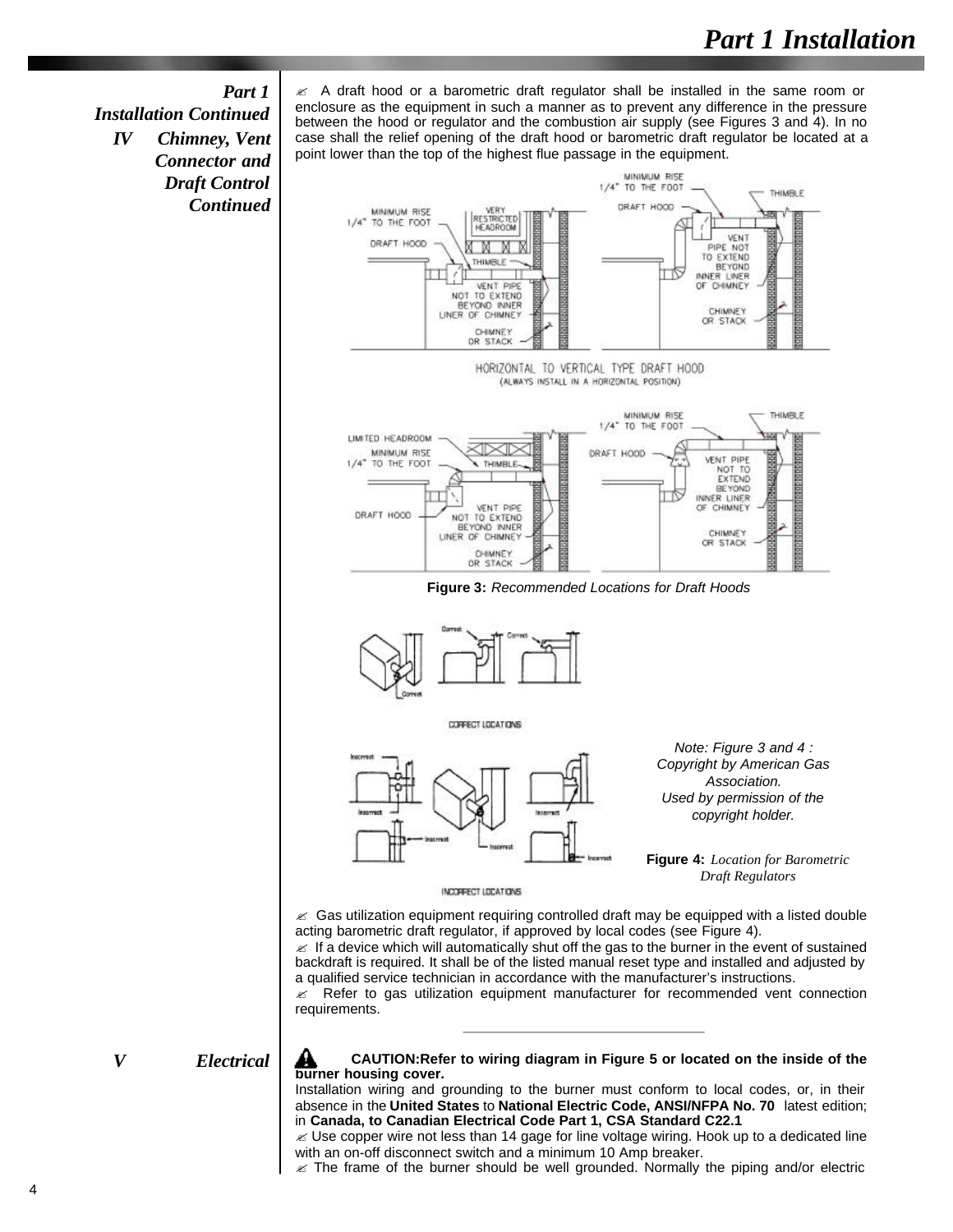**Part 1 Installation Continued**

**IV Chimney, Vent Connector and Draft Control Continued**

✍ A draft hood or a barometric draft regulator shall be installed in the same room or enclosure as the equipment in such a manner as to prevent any difference in the pressure between the hood or regulator and the combustion air supply (see Figures 3 and 4). In no case shall the relief opening of the draft hood or barometric draft regulator be located at a point lower than the top of the highest flue passage in the equipment.

**Figure 3:** *Recommended Locations for Draft Hoods*

*Note: Figure 3 and 4 : Copyright by American Gas Association. Used by permission of the copyright holder.*

**Figure 4:** *Location for Barometric Draft Regulators*

✍ Gas utilization equipment requiring controlled draft may be equipped with a listed double acting barometric draft regulator, if approved by local codes (see Figure 4).

✍ If a device which will automatically shut off the gas to the burner in the event of sustained backdraft is required. It shall be of the listed manual reset type and installed and adjusted by a qualified service technician in accordance with the manufacturer's instructions.

✍ Refer to gas utilization equipment manufacturer for recommended vent connection requirements.

**V Electrical**

**CAUTION:Refer to wiring diagram in Figure 5 or located on the inside of the burner housing cover.**

Installation wiring and grounding to the burner must conform to local codes, or, in their absence in the **United States** to **National Electric Code, ANSI/NFPA No. 70** latest edition; in **Canada, to Canadian Electrical Code Part 1, CSA Standard C22.1**

✍ Use copper wire not less than 14 gage for line voltage wiring. Hook up to a dedicated line with an on-off disconnect switch and a minimum 10 Amp breaker.

✍ The frame of the burner should be well grounded. Normally the piping and/or electric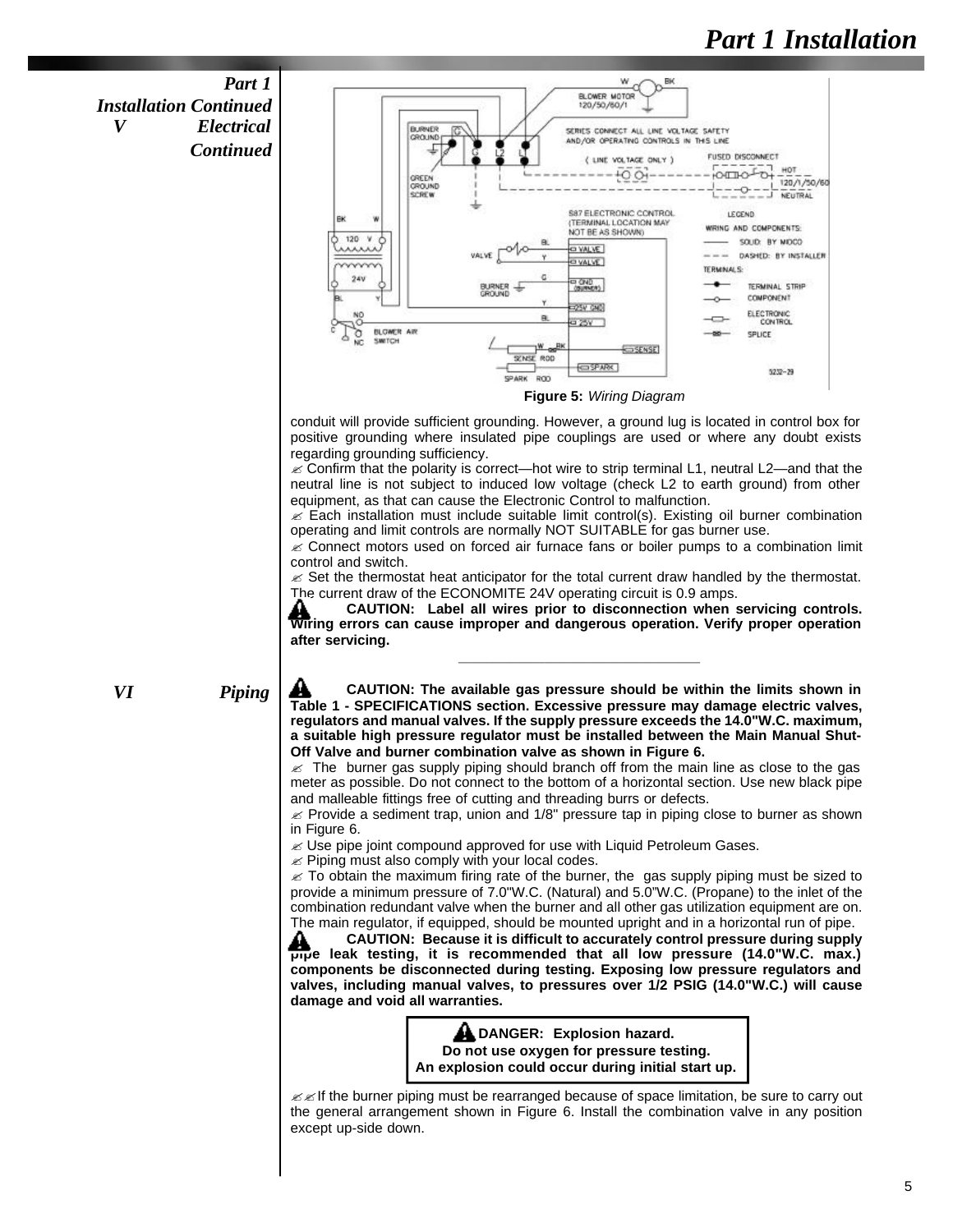## Part 1 Installation Continued

### V Electrical Continued

Figure 5: *Wiring Diagram*

conduit will provide sufficient grounding. However, a ground lug is located in control box for positive grounding where insulated pipe couplings are used or where any doubt exists regarding grounding sufficiency.

✍ Confirm that the polarity is correct—hot wire to strip terminal L1, neutral L2—and that the neutral line is not subject to induced low voltage (check L2 to earth ground) from other equipment, as that can cause the Electronic Control to malfunction.

✍ Each installation must include suitable limit control(s). Existing oil burner combination operating and limit controls are normally NOT SUITABLE for gas burner use.

✍ Connect motors used on forced air furnace fans or boiler pumps to a combination limit control and switch.

✍ Set the thermostat heat anticipator for the total current draw handled by the thermostat. The current draw of the ECONOMITE 24V operating circuit is 0.9 amps.

**CAUTION: Label all wires prior to disconnection when servicing controls. Wiring errors can cause improper and dangerous operation. Verify proper operation after servicing.**

### VI Piping

**CAUTION: The available gas pressure should be within the limits shown in Table 1 - SPECIFICATIONS section. Excessive pressure may damage electric valves, regulators and manual valves. If the supply pressure exceeds the 14.0"W.C. maximum, a suitable high pressure regulator must be installed between the Main Manual Shut-Off Valve and burner combination valve as shown in Figure 6.**

✍ The burner gas supply piping should branch off from the main line as close to the gas meter as possible. Do not connect to the bottom of a horizontal section. Use new black pipe and malleable fittings free of cutting and threading burrs or defects.

✍ Provide a sediment trap, union and 1/8" pressure tap in piping close to burner as shown in Figure 6.

✍ Use pipe joint compound approved for use with Liquid Petroleum Gases.

✍ Piping must also comply with your local codes.

✍ To obtain the maximum firing rate of the burner, the gas supply piping must be sized to provide a minimum pressure of 7.0"W.C. (Natural) and 5.0"W.C. (Propane) to the inlet of the combination redundant valve when the burner and all other gas utilization equipment are on. The main regulator, if equipped, should be mounted upright and in a horizontal run of pipe.

**CAUTION: Because it is difficult to accurately control pressure during supply pipe leak testing, it is recommended that all low pressure (14.0"W.C. max.) components be disconnected during testing. Exposing low pressure regulators and valves, including manual valves, to pressures over 1/2 PSIG (14.0"W.C.) will cause damage and void all warranties.**

**DANGER: Explosion hazard.**
**Do not use oxygen for pressure testing.**
**An explosion could occur during initial start up.**

✍✍ If the burner piping must be rearranged because of space limitation, be sure to carry out the general arrangement shown in Figure 6. Install the combination valve in any position except up-side down.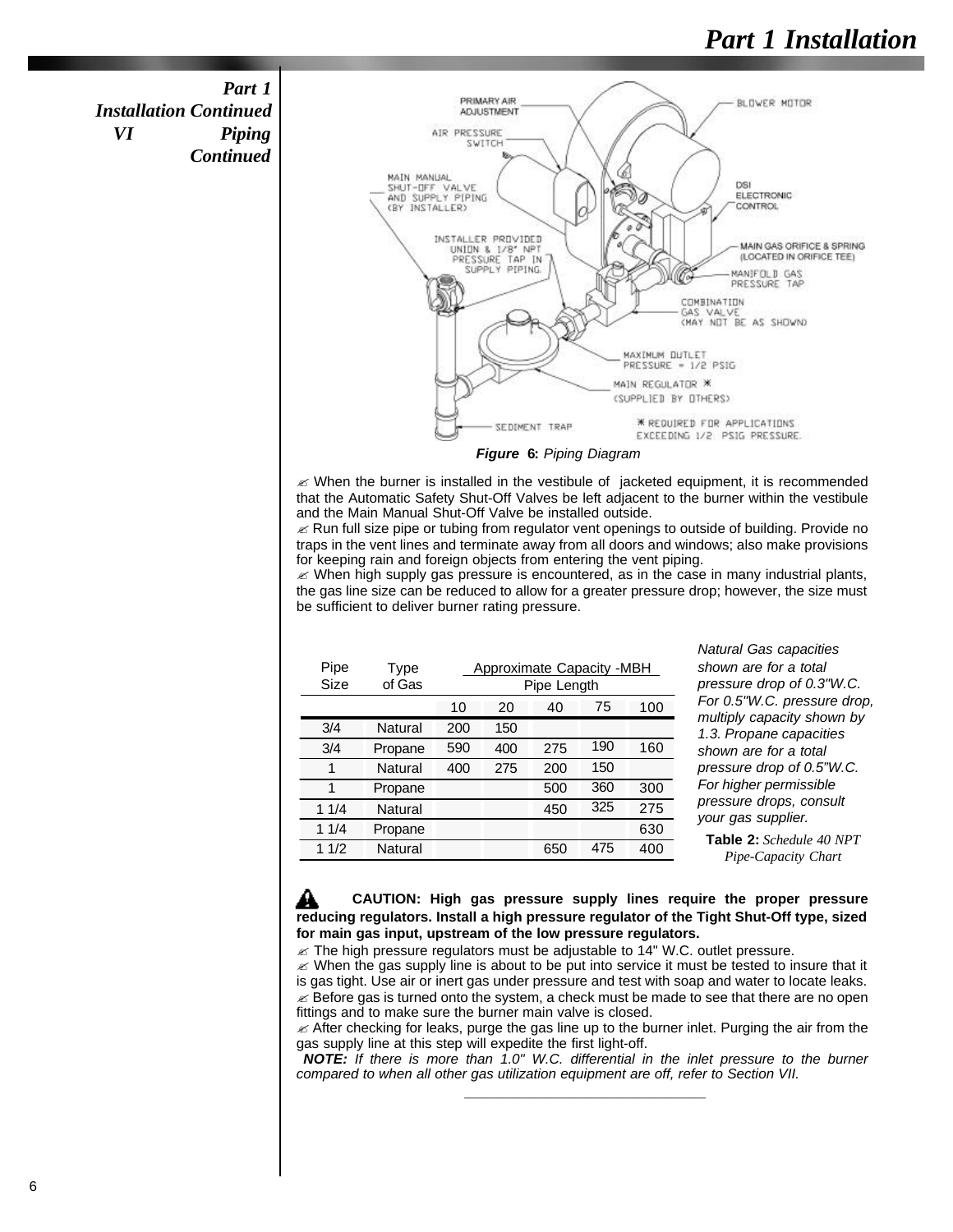*Part 1 Installation Continued VI Piping Continued*

*Figure* **6:** *Piping Diagram*

✍ When the burner is installed in the vestibule of jacketed equipment, it is recommended that the Automatic Safety Shut-Off Valves be left adjacent to the burner within the vestibule and the Main Manual Shut-Off Valve be installed outside.

✍ Run full size pipe or tubing from regulator vent openings to outside of building. Provide no traps in the vent lines and terminate away from all doors and windows; also make provisions for keeping rain and foreign objects from entering the vent piping.

✍ When high supply gas pressure is encountered, as in the case in many industrial plants, the gas line size can be reduced to allow for a greater pressure drop; however, the size must be sufficient to deliver burner rating pressure.

| Pipe Size | Type of Gas | Approximate Capacity -MBH Pipe Length | | | | |
|---|---|---|---|---|---|---|
| | | 10 | 20 | 40 | 75 | 100 |
| 3/4 | Natural | 200 | 150 | | | |
| 3/4 | Propane | 590 | 400 | 275 | 190 | 160 |
| 1 | Natural | 400 | 275 | 200 | 150 | |
| 1 | Propane | | | 500 | 360 | 300 |
| 1 1/4 | Natural | | | 450 | 325 | 275 |
| 1 1/4 | Propane | | | | | 630 |
| 1 1/2 | Natural | | | 650 | 475 | 400 |

*Natural Gas capacities shown are for a total pressure drop of 0.3"W.C. For 0.5"W.C. pressure drop, multiply capacity shown by 1.3. Propane capacities shown are for a total pressure drop of 0.5"W.C. For higher permissible pressure drops, consult your gas supplier.*

**Table 2:** *Schedule 40 NPT Pipe-Capacity Chart*

**CAUTION: High gas pressure supply lines require the proper pressure reducing regulators. Install a high pressure regulator of the Tight Shut-Off type, sized for main gas input, upstream of the low pressure regulators.**

✍ The high pressure regulators must be adjustable to 14" W.C. outlet pressure.

✍ When the gas supply line is about to be put into service it must be tested to insure that it is gas tight. Use air or inert gas under pressure and test with soap and water to locate leaks.

✍ Before gas is turned onto the system, a check must be made to see that there are no open fittings and to make sure the burner main valve is closed.

✍ After checking for leaks, purge the gas line up to the burner inlet. Purging the air from the gas supply line at this step will expedite the first light-off.

***NOTE:*** *If there is more than 1.0" W.C. differential in the inlet pressure to the burner compared to when all other gas utilization equipment are off, refer to Section VII.*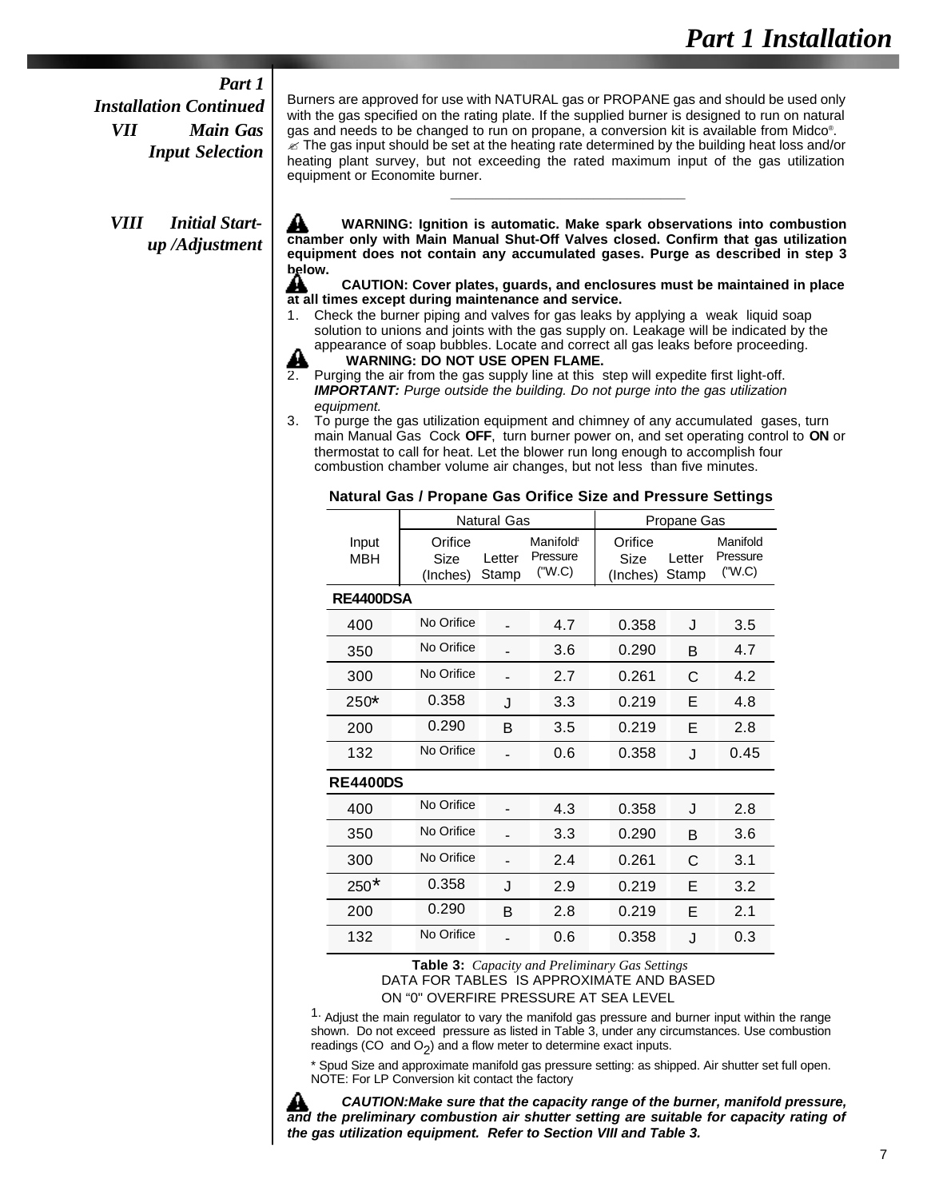## Part 1 Installation Continued

### VII Main Gas Input Selection

Burners are approved for use with NATURAL gas or PROPANE gas and should be used only with the gas specified on the rating plate. If the supplied burner is designed to run on natural gas and needs to be changed to run on propane, a conversion kit is available from Midco®.
✍ The gas input should be set at the heating rate determined by the building heat loss and/or heating plant survey, but not exceeding the rated maximum input of the gas utilization equipment or Economite burner.

### VIII Initial Start-up /Adjustment

**WARNING: Ignition is automatic. Make spark observations into combustion chamber only with Main Manual Shut-Off Valves closed. Confirm that gas utilization equipment does not contain any accumulated gases. Purge as described in step 3 below.**

**CAUTION: Cover plates, guards, and enclosures must be maintained in place at all times except during maintenance and service.**

1. Check the burner piping and valves for gas leaks by applying a weak liquid soap solution to unions and joints with the gas supply on. Leakage will be indicated by the appearance of soap bubbles. Locate and correct all gas leaks before proceeding.
   **WARNING: DO NOT USE OPEN FLAME.**
2. Purging the air from the gas supply line at this step will expedite first light-off. ***IMPORTANT:*** *Purge outside the building. Do not purge into the gas utilization equipment.*
3. To purge the gas utilization equipment and chimney of any accumulated gases, turn main Manual Gas Cock **OFF**, turn burner power on, and set operating control to **ON** or thermostat to call for heat. Let the blower run long enough to accomplish four combustion chamber volume air changes, but not less than five minutes.

**Natural Gas / Propane Gas Orifice Size and Pressure Settings**

| Input MBH | Natural Gas Orifice Size (Inches) | Natural Gas Letter Stamp | Natural Gas Manifold[1] Pressure ("W.C) | Propane Gas Orifice Size (Inches) | Propane Gas Letter Stamp | Propane Gas Manifold Pressure ("W.C) |
|---|---|---|---|---|---|---|
| **RE4400DSA** | | | | | | |
| 400 | No Orifice | - | 4.7 | 0.358 | J | 3.5 |
| 350 | No Orifice | - | 3.6 | 0.290 | B | 4.7 |
| 300 | No Orifice | - | 2.7 | 0.261 | C | 4.2 |
| 250* | 0.358 | J | 3.3 | 0.219 | E | 4.8 |
| 200 | 0.290 | B | 3.5 | 0.219 | E | 2.8 |
| 132 | No Orifice | - | 0.6 | 0.358 | J | 0.45 |
| **RE4400DS** | | | | | | |
| 400 | No Orifice | - | 4.3 | 0.358 | J | 2.8 |
| 350 | No Orifice | - | 3.3 | 0.290 | B | 3.6 |
| 300 | No Orifice | - | 2.4 | 0.261 | C | 3.1 |
| 250* | 0.358 | J | 2.9 | 0.219 | E | 3.2 |
| 200 | 0.290 | B | 2.8 | 0.219 | E | 2.1 |
| 132 | No Orifice | - | 0.6 | 0.358 | J | 0.3 |

**Table 3:** *Capacity and Preliminary Gas Settings*
DATA FOR TABLES IS APPROXIMATE AND BASED ON "0" OVERFIRE PRESSURE AT SEA LEVEL

[1] Adjust the main regulator to vary the manifold gas pressure and burner input within the range shown. Do not exceed pressure as listed in Table 3, under any circumstances. Use combustion readings (CO and $O_2$) and a flow meter to determine exact inputs.

\* Spud Size and approximate manifold gas pressure setting: as shipped. Air shutter set full open. NOTE: For LP Conversion kit contact the factory

***CAUTION:Make sure that the capacity range of the burner, manifold pressure, and the preliminary combustion air shutter setting are suitable for capacity rating of the gas utilization equipment. Refer to Section VIII and Table 3.***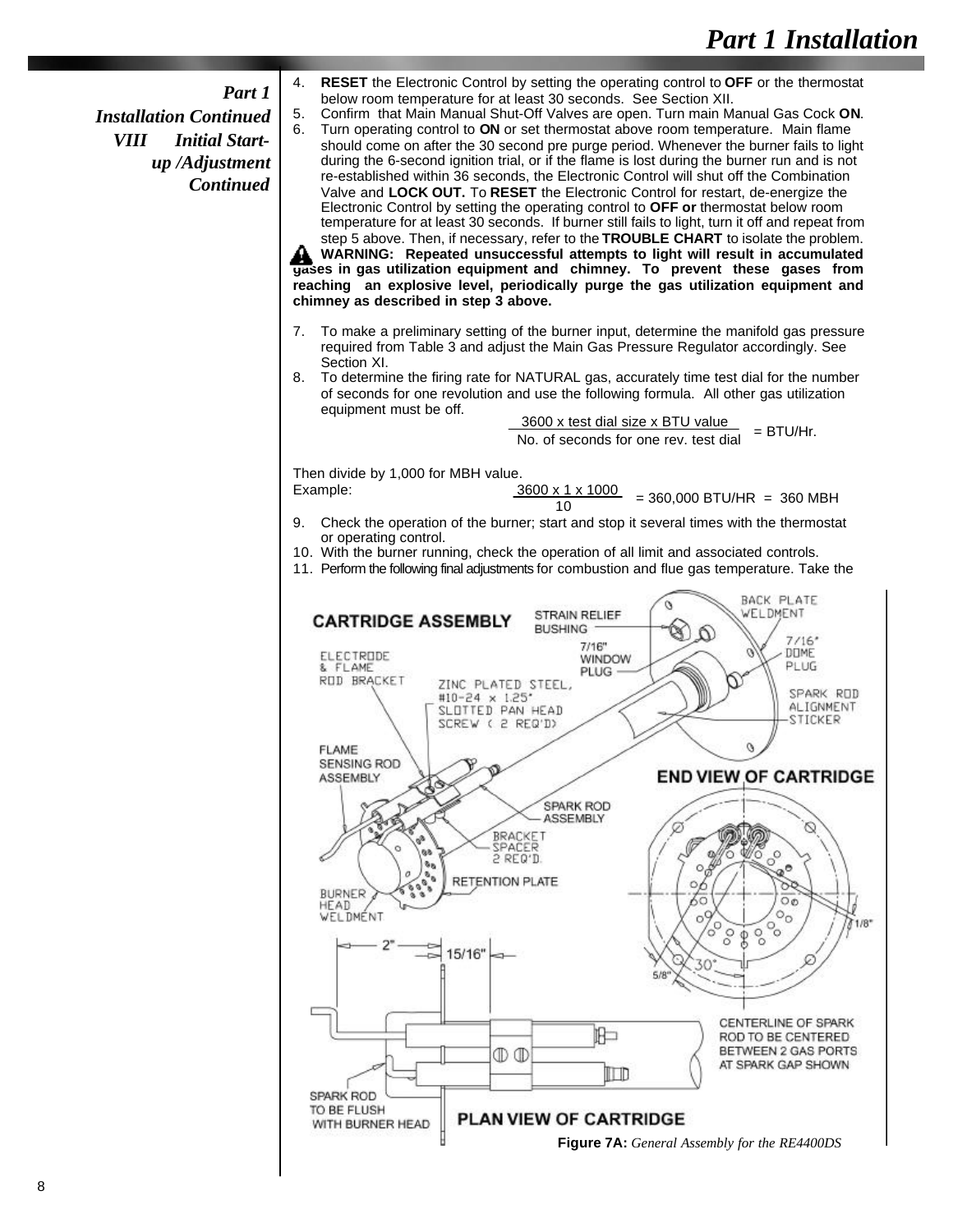## Part 1 Installation Continued

### VIII Initial Start-up /Adjustment Continued

4. **RESET** the Electronic Control by setting the operating control to **OFF** or the thermostat below room temperature for at least 30 seconds. See Section XII.
5. Confirm that Main Manual Shut-Off Valves are open. Turn main Manual Gas Cock **ON**.
6. Turn operating control to **ON** or set thermostat above room temperature. Main flame should come on after the 30 second pre purge period. Whenever the burner fails to light during the 6-second ignition trial, or if the flame is lost during the burner run and is not re-established within 36 seconds, the Electronic Control will shut off the Combination Valve and **LOCK OUT.** To **RESET** the Electronic Control for restart, de-energize the Electronic Control by setting the operating control to **OFF or** thermostat below room temperature for at least 30 seconds. If burner still fails to light, turn it off and repeat from step 5 above. Then, if necessary, refer to the **TROUBLE CHART** to isolate the problem.

**WARNING: Repeated unsuccessful attempts to light will result in accumulated gases in gas utilization equipment and chimney. To prevent these gases from reaching an explosive level, periodically purge the gas utilization equipment and chimney as described in step 3 above.**

7. To make a preliminary setting of the burner input, determine the manifold gas pressure required from Table 3 and adjust the Main Gas Pressure Regulator accordingly. See Section XI.
8. To determine the firing rate for NATURAL gas, accurately time test dial for the number of seconds for one revolution and use the following formula. All other gas utilization equipment must be off.

$$\frac{3600 \times \text{test dial size} \times \text{BTU value}}{\text{No. of seconds for one rev. test dial}} = \text{BTU/Hr.}$$

Then divide by 1,000 for MBH value.

Example:

$$\frac{3600 \times 1 \times 1000}{10} = 360{,}000 \text{ BTU/HR} = 360 \text{ MBH}$$

9. Check the operation of the burner; start and stop it several times with the thermostat or operating control.
10. With the burner running, check the operation of all limit and associated controls.
11. Perform the following final adjustments for combustion and flue gas temperature. Take the

**Figure 7A:** *General Assembly for the RE4400DS*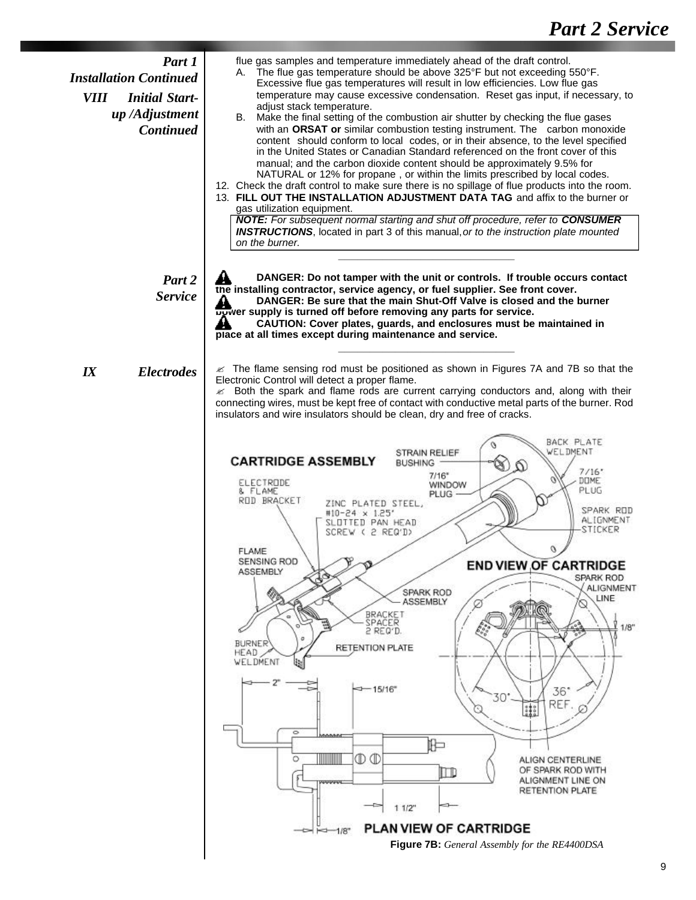## Part 1 Installation Continued

### VIII Initial Start-up /Adjustment Continued

flue gas samples and temperature immediately ahead of the draft control.

A. The flue gas temperature should be above 325°F but not exceeding 550°F. Excessive flue gas temperatures will result in low efficiencies. Low flue gas temperature may cause excessive condensation. Reset gas input, if necessary, to adjust stack temperature.

B. Make the final setting of the combustion air shutter by checking the flue gases with an **ORSAT or** similar combustion testing instrument. The carbon monoxide content should conform to local codes, or in their absence, to the level specified in the United States or Canadian Standard referenced on the front cover of this manual; and the carbon dioxide content should be approximately 9.5% for NATURAL or 12% for propane , or within the limits prescribed by local codes.

12. Check the draft control to make sure there is no spillage of flue products into the room.
13. **FILL OUT THE INSTALLATION ADJUSTMENT DATA TAG** and affix to the burner or gas utilization equipment.

> ***NOTE:*** *For subsequent normal starting and shut off procedure, refer to* ***CONSUMER INSTRUCTIONS***, located in part 3 of this manual, *or to the instruction plate mounted on the burner.*

---

## Part 2 Service

**DANGER: Do not tamper with the unit or controls. If trouble occurs contact the installing contractor, service agency, or fuel supplier. See front cover.**

**DANGER: Be sure that the main Shut-Off Valve is closed and the burner power supply is turned off before removing any parts for service.**

**CAUTION: Cover plates, guards, and enclosures must be maintained in place at all times except during maintenance and service.**

---

### IX Electrodes

- The flame sensing rod must be positioned as shown in Figures 7A and 7B so that the Electronic Control will detect a proper flame.
- Both the spark and flame rods are current carrying conductors and, along with their connecting wires, must be kept free of contact with conductive metal parts of the burner. Rod insulators and wire insulators should be clean, dry and free of cracks.

**Figure 7B:** *General Assembly for the RE4400DSA*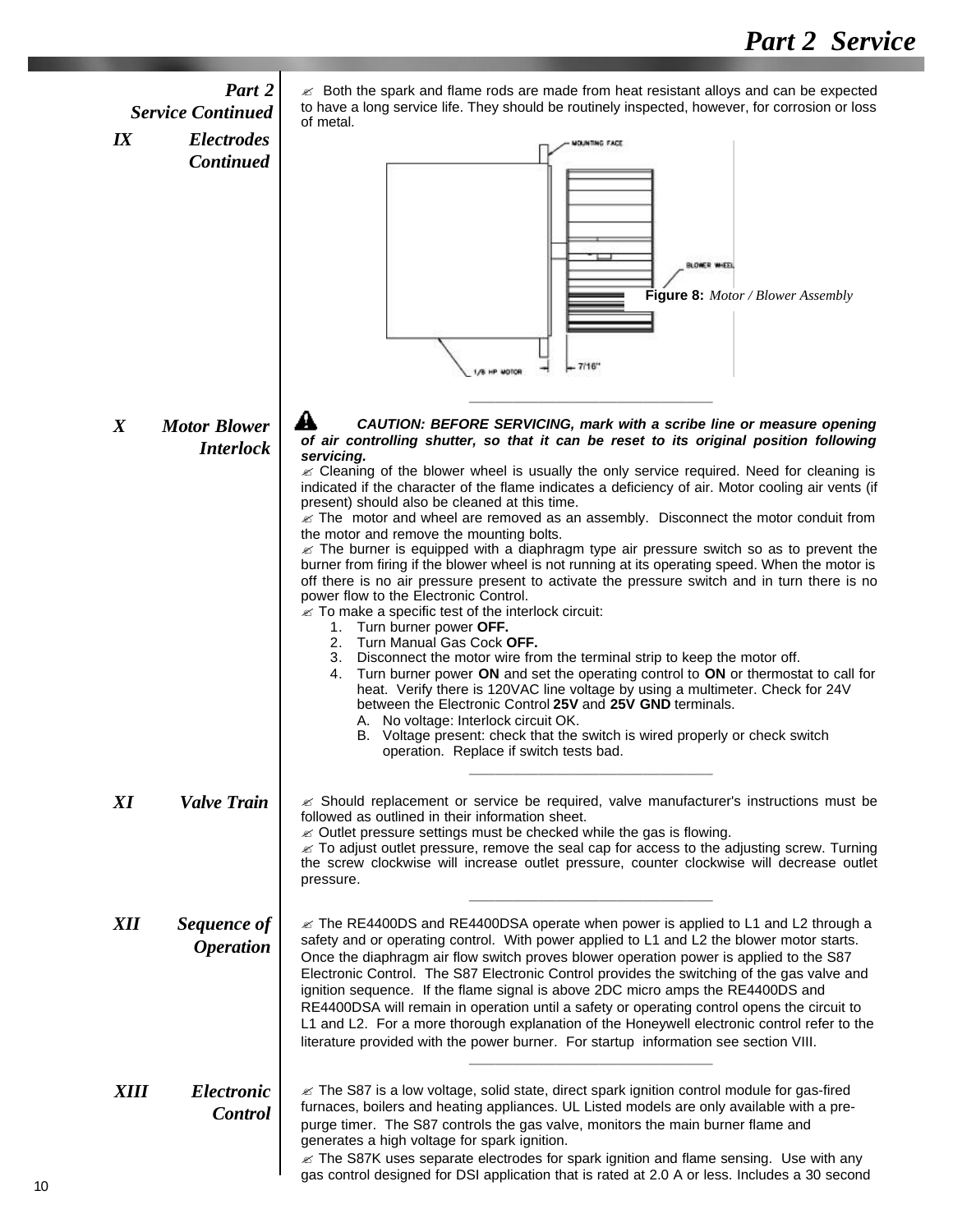## Part 2 Service Continued

### IX Electrodes Continued

✍ Both the spark and flame rods are made from heat resistant alloys and can be expected to have a long service life. They should be routinely inspected, however, for corrosion or loss of metal.

MOUNTING FACE

BLOWER WHEEL

1/6 HP MOTOR

7/16"

**Figure 8:** *Motor / Blower Assembly*

### X Motor Blower Interlock

***CAUTION: BEFORE SERVICING, mark with a scribe line or measure opening of air controlling shutter, so that it can be reset to its original position following servicing.***

✍ Cleaning of the blower wheel is usually the only service required. Need for cleaning is indicated if the character of the flame indicates a deficiency of air. Motor cooling air vents (if present) should also be cleaned at this time.

✍ The motor and wheel are removed as an assembly. Disconnect the motor conduit from the motor and remove the mounting bolts.

✍ The burner is equipped with a diaphragm type air pressure switch so as to prevent the burner from firing if the blower wheel is not running at its operating speed. When the motor is off there is no air pressure present to activate the pressure switch and in turn there is no power flow to the Electronic Control.

✍ To make a specific test of the interlock circuit:

1. Turn burner power **OFF.**
2. Turn Manual Gas Cock **OFF.**
3. Disconnect the motor wire from the terminal strip to keep the motor off.
4. Turn burner power **ON** and set the operating control to **ON** or thermostat to call for heat. Verify there is 120VAC line voltage by using a multimeter. Check for 24V between the Electronic Control **25V** and **25V GND** terminals.
   A. No voltage: Interlock circuit OK.
   B. Voltage present: check that the switch is wired properly or check switch operation. Replace if switch tests bad.

### XI Valve Train

✍ Should replacement or service be required, valve manufacturer's instructions must be followed as outlined in their information sheet.

✍ Outlet pressure settings must be checked while the gas is flowing.

✍ To adjust outlet pressure, remove the seal cap for access to the adjusting screw. Turning the screw clockwise will increase outlet pressure, counter clockwise will decrease outlet pressure.

### XII Sequence of Operation

✍ The RE4400DS and RE4400DSA operate when power is applied to L1 and L2 through a safety and or operating control. With power applied to L1 and L2 the blower motor starts. Once the diaphragm air flow switch proves blower operation power is applied to the S87 Electronic Control. The S87 Electronic Control provides the switching of the gas valve and ignition sequence. If the flame signal is above 2DC micro amps the RE4400DS and RE4400DSA will remain in operation until a safety or operating control opens the circuit to L1 and L2. For a more thorough explanation of the Honeywell electronic control refer to the literature provided with the power burner. For startup information see section VIII.

### XIII Electronic Control

✍ The S87 is a low voltage, solid state, direct spark ignition control module for gas-fired furnaces, boilers and heating appliances. UL Listed models are only available with a pre-purge timer. The S87 controls the gas valve, monitors the main burner flame and generates a high voltage for spark ignition.

✍ The S87K uses separate electrodes for spark ignition and flame sensing. Use with any gas control designed for DSI application that is rated at 2.0 A or less. Includes a 30 second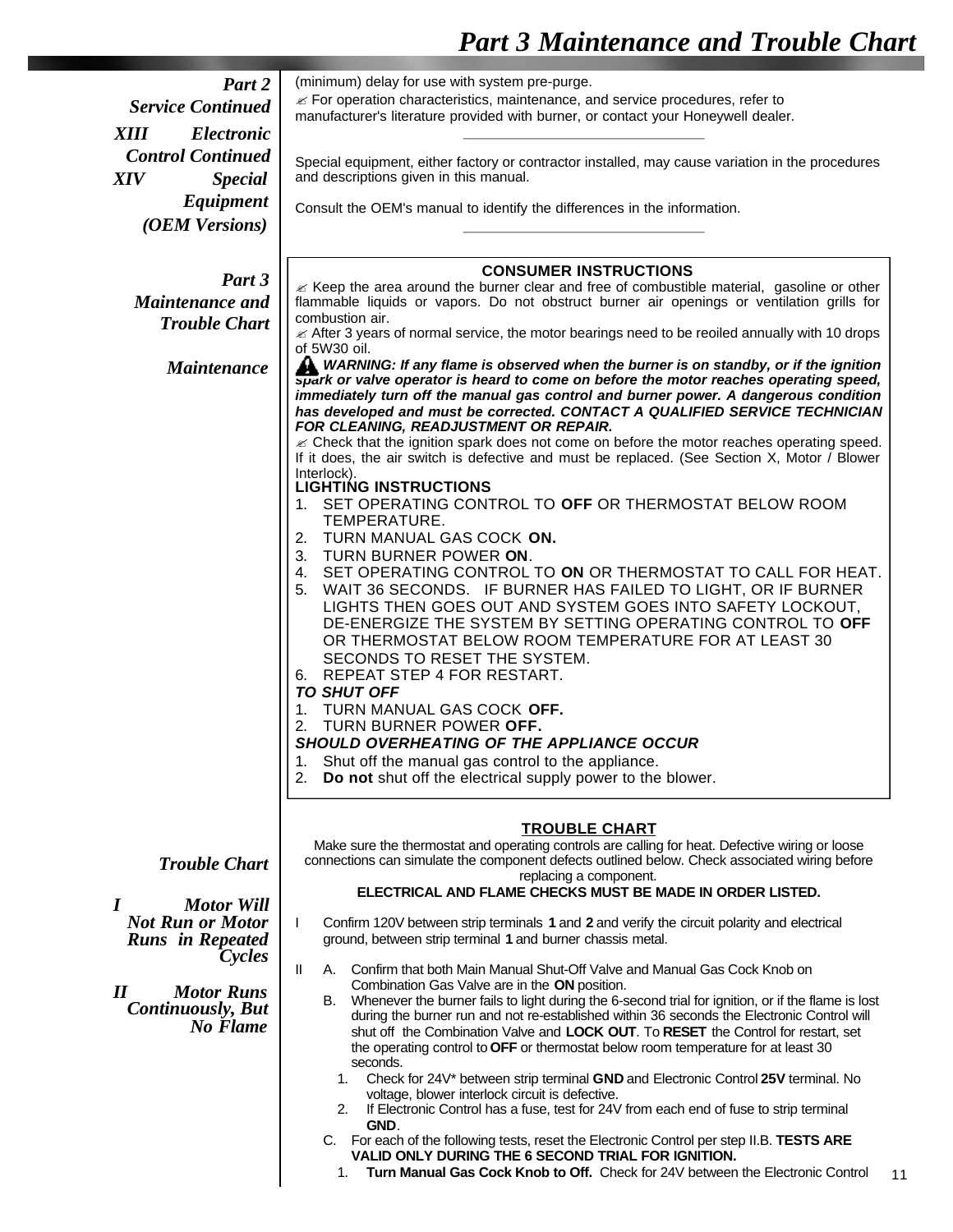Part 2 Service Continued

XIII Electronic Control Continued

(minimum) delay for use with system pre-purge.

✍ For operation characteristics, maintenance, and service procedures, refer to manufacturer's literature provided with burner, or contact your Honeywell dealer.

---

XIV Special Equipment (OEM Versions)

Special equipment, either factory or contractor installed, may cause variation in the procedures and descriptions given in this manual.

Consult the OEM's manual to identify the differences in the information.

---

## Part 3 Maintenance and Trouble Chart

### Maintenance

**CONSUMER INSTRUCTIONS**

✍ Keep the area around the burner clear and free of combustible material, gasoline or other flammable liquids or vapors. Do not obstruct burner air openings or ventilation grills for combustion air.

✍ After 3 years of normal service, the motor bearings need to be reoiled annually with 10 drops of 5W30 oil.

⚠ ***WARNING: If any flame is observed when the burner is on standby, or if the ignition spark or valve operator is heard to come on before the motor reaches operating speed, immediately turn off the manual gas control and burner power. A dangerous condition has developed and must be corrected. CONTACT A QUALIFIED SERVICE TECHNICIAN FOR CLEANING, READJUSTMENT OR REPAIR.***

✍ Check that the ignition spark does not come on before the motor reaches operating speed. If it does, the air switch is defective and must be replaced. (See Section X, Motor / Blower Interlock).

**LIGHTING INSTRUCTIONS**

1. SET OPERATING CONTROL TO **OFF** OR THERMOSTAT BELOW ROOM TEMPERATURE.
2. TURN MANUAL GAS COCK **ON.**
3. TURN BURNER POWER **ON**.
4. SET OPERATING CONTROL TO **ON** OR THERMOSTAT TO CALL FOR HEAT.
5. WAIT 36 SECONDS. IF BURNER HAS FAILED TO LIGHT, OR IF BURNER LIGHTS THEN GOES OUT AND SYSTEM GOES INTO SAFETY LOCKOUT, DE-ENERGIZE THE SYSTEM BY SETTING OPERATING CONTROL TO **OFF** OR THERMOSTAT BELOW ROOM TEMPERATURE FOR AT LEAST 30 SECONDS TO RESET THE SYSTEM.
6. REPEAT STEP 4 FOR RESTART.

***TO SHUT OFF***

1. TURN MANUAL GAS COCK **OFF.**
2. TURN BURNER POWER **OFF.**

***SHOULD OVERHEATING OF THE APPLIANCE OCCUR***

1. Shut off the manual gas control to the appliance.
2. **Do not** shut off the electrical supply power to the blower.

### Trouble Chart

**TROUBLE CHART**

Make sure the thermostat and operating controls are calling for heat. Defective wiring or loose connections can simulate the component defects outlined below. Check associated wiring before replacing a component.

**ELECTRICAL AND FLAME CHECKS MUST BE MADE IN ORDER LISTED.**

#### I Motor Will Not Run or Motor Runs in Repeated Cycles

I Confirm 120V between strip terminals **1** and **2** and verify the circuit polarity and electrical ground, between strip terminal **1** and burner chassis metal.

#### II Motor Runs Continuously, But No Flame

II
- A. Confirm that both Main Manual Shut-Off Valve and Manual Gas Cock Knob on Combination Gas Valve are in the **ON** position.
- B. Whenever the burner fails to light during the 6-second trial for ignition, or if the flame is lost during the burner run and not re-established within 36 seconds the Electronic Control will shut off the Combination Valve and **LOCK OUT**. To **RESET** the Control for restart, set the operating control to **OFF** or thermostat below room temperature for at least 30 seconds.
  1. Check for 24V* between strip terminal **GND** and Electronic Control **25V** terminal. No voltage, blower interlock circuit is defective.
  2. If Electronic Control has a fuse, test for 24V from each end of fuse to strip terminal **GND**.
- C. For each of the following tests, reset the Electronic Control per step II.B. **TESTS ARE VALID ONLY DURING THE 6 SECOND TRIAL FOR IGNITION.**
  1. **Turn Manual Gas Cock Knob to Off.** Check for 24V between the Electronic Control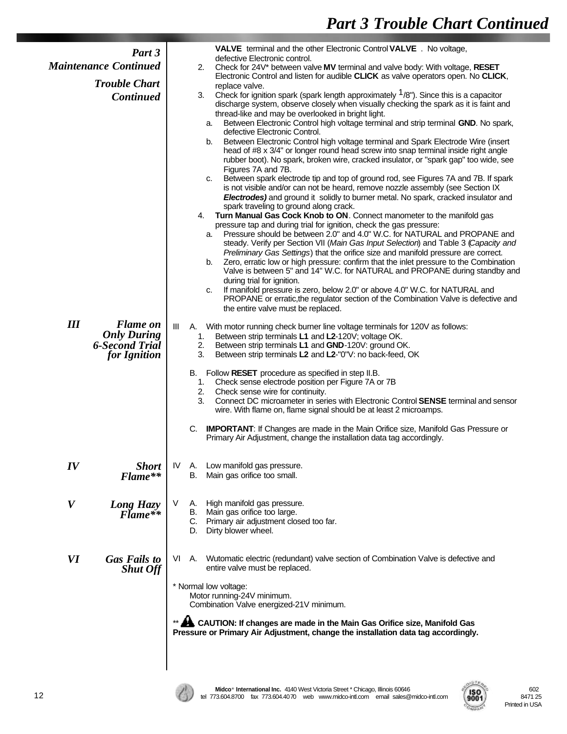# Part 3 Trouble Chart Continued

*Part 3*
*Maintenance Continued*

*Trouble Chart Continued*

VALVE terminal and the other Electronic Control VALVE. No voltage, defective Electronic control.

2. Check for 24V* between valve **MV** terminal and valve body: With voltage, **RESET** Electronic Control and listen for audible **CLICK** as valve operators open. No **CLICK**, replace valve.
3. Check for ignition spark (spark length approximately 1/8"). Since this is a capacitor discharge system, observe closely when visually checking the spark as it is faint and thread-like and may be overlooked in bright light.
   a. Between Electronic Control high voltage terminal and strip terminal **GND**. No spark, defective Electronic Control.
   b. Between Electronic Control high voltage terminal and Spark Electrode Wire (insert head of #8 x 3/4" or longer round head screw into snap terminal inside right angle rubber boot). No spark, broken wire, cracked insulator, or "spark gap" too wide, see Figures 7A and 7B.
   c. Between spark electrode tip and top of ground rod, see Figures 7A and 7B. If spark is not visible and/or can not be heard, remove nozzle assembly (see Section IX ***Electrodes)*** and ground it solidly to burner metal. No spark, cracked insulator and spark traveling to ground along crack.
4. **Turn Manual Gas Cock Knob to ON**. Connect manometer to the manifold gas pressure tap and during trial for ignition, check the gas pressure:
   a. Pressure should be between 2.0" and 4.0" W.C. for NATURAL and PROPANE and steady. Verify per Section VII (*Main Gas Input Selection*) and Table 3 (*Capacity and Preliminary Gas Settings*) that the orifice size and manifold pressure are correct.
   b. Zero, erratic low or high pressure: confirm that the inlet pressure to the Combination Valve is between 5" and 14" W.C. for NATURAL and PROPANE during standby and during trial for ignition.
   c. If manifold pressure is zero, below 2.0" or above 4.0" W.C. for NATURAL and PROPANE or erratic,the regulator section of the Combination Valve is defective and the entire valve must be replaced.

***III Flame on Only During 6-Second Trial for Ignition***

III A. With motor running check burner line voltage terminals for 120V as follows:
1. Between strip terminals **L1** and **L2**-120V; voltage OK.
2. Between strip terminals **L1** and **GND**-120V: ground OK.
3. Between strip terminals **L2** and **L2**-"0"V: no back-feed, OK

B. Follow **RESET** procedure as specified in step II.B.
1. Check sense electrode position per Figure 7A or 7B
2. Check sense wire for continuity.
3. Connect DC microameter in series with Electronic Control **SENSE** terminal and sensor wire. With flame on, flame signal should be at least 2 microamps.

C. **IMPORTANT**: If Changes are made in the Main Orifice size, Manifold Gas Pressure or Primary Air Adjustment, change the installation data tag accordingly.

***IV Short Flame\*\****

IV A. Low manifold gas pressure.
B. Main gas orifice too small.

***V Long Hazy Flame\*\****

V A. High manifold gas pressure.
B. Main gas orifice too large.
C. Primary air adjustment closed too far.
D. Dirty blower wheel.

***VI Gas Fails to Shut Off***

VI A. Wutomatic electric (redundant) valve section of Combination Valve is defective and entire valve must be replaced.

\* Normal low voltage:
Motor running-24V minimum.
Combination Valve energized-21V minimum.

\*\* **CAUTION: If changes are made in the Main Gas Orifice size, Manifold Gas Pressure or Primary Air Adjustment, change the installation data tag accordingly.**

**Midco® International Inc.** 4140 West Victoria Street * Chicago, Illinois 60646
tel 773.604.8700 fax 773.604.4070 web www.midco-intl.com email sales@midco-intl.com

602
8471 25
Printed in USA